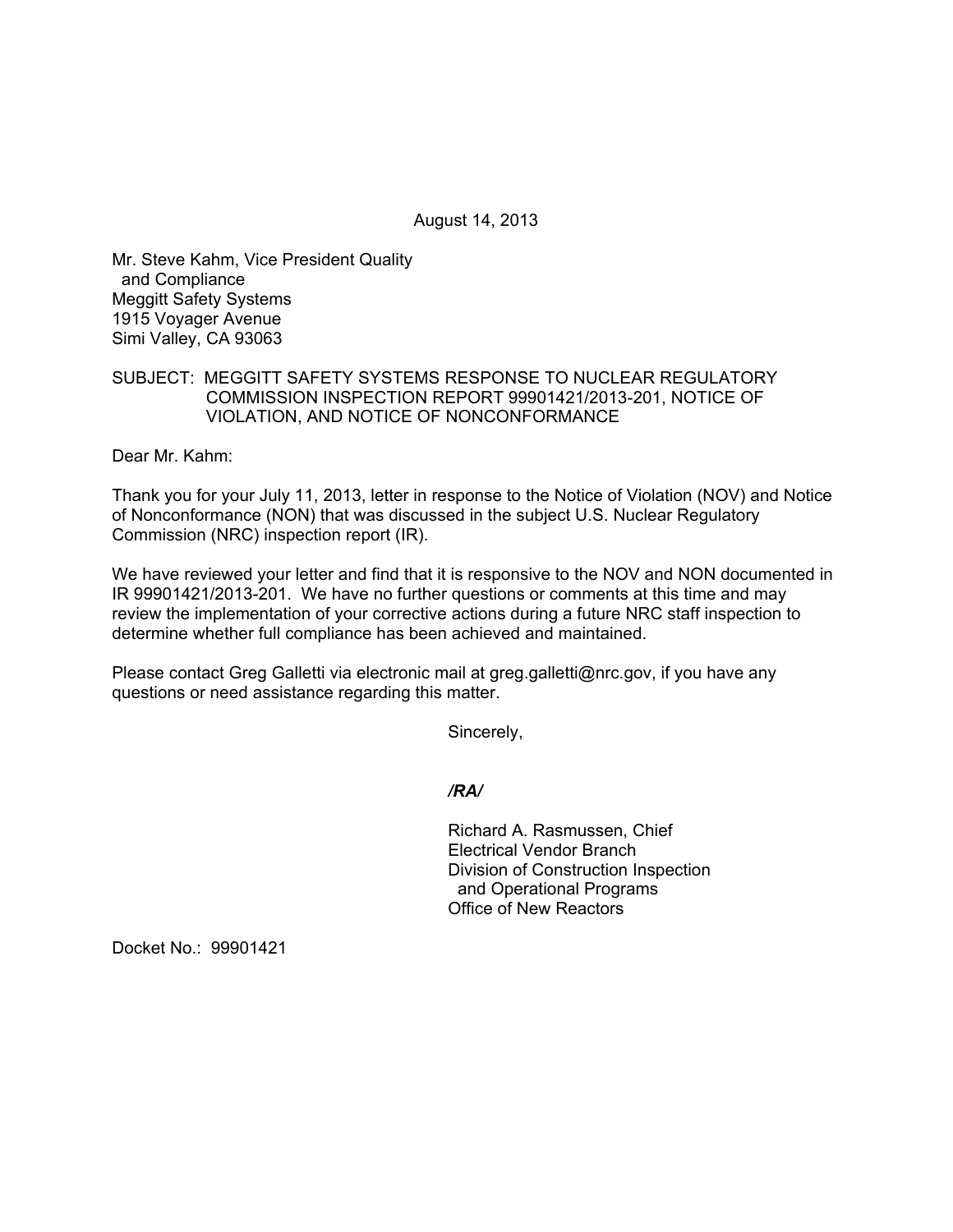August 14, 2013

Mr. Steve Kahm, Vice President Quality
and Compliance
Meggitt Safety Systems
1915 Voyager Avenue
Simi Valley, CA 93063

SUBJECT: MEGGITT SAFETY SYSTEMS RESPONSE TO NUCLEAR REGULATORY COMMISSION INSPECTION REPORT 99901421/2013-201, NOTICE OF VIOLATION, AND NOTICE OF NONCONFORMANCE

Dear Mr. Kahm:

Thank you for your July 11, 2013, letter in response to the Notice of Violation (NOV) and Notice of Nonconformance (NON) that was discussed in the subject U.S. Nuclear Regulatory Commission (NRC) inspection report (IR).

We have reviewed your letter and find that it is responsive to the NOV and NON documented in IR 99901421/2013-201. We have no further questions or comments at this time and may review the implementation of your corrective actions during a future NRC staff inspection to determine whether full compliance has been achieved and maintained.

Please contact Greg Galletti via electronic mail at greg.galletti@nrc.gov, if you have any questions or need assistance regarding this matter.

Sincerely,

*/RA/*

Richard A. Rasmussen, Chief
Electrical Vendor Branch
Division of Construction Inspection
and Operational Programs
Office of New Reactors

Docket No.: 99901421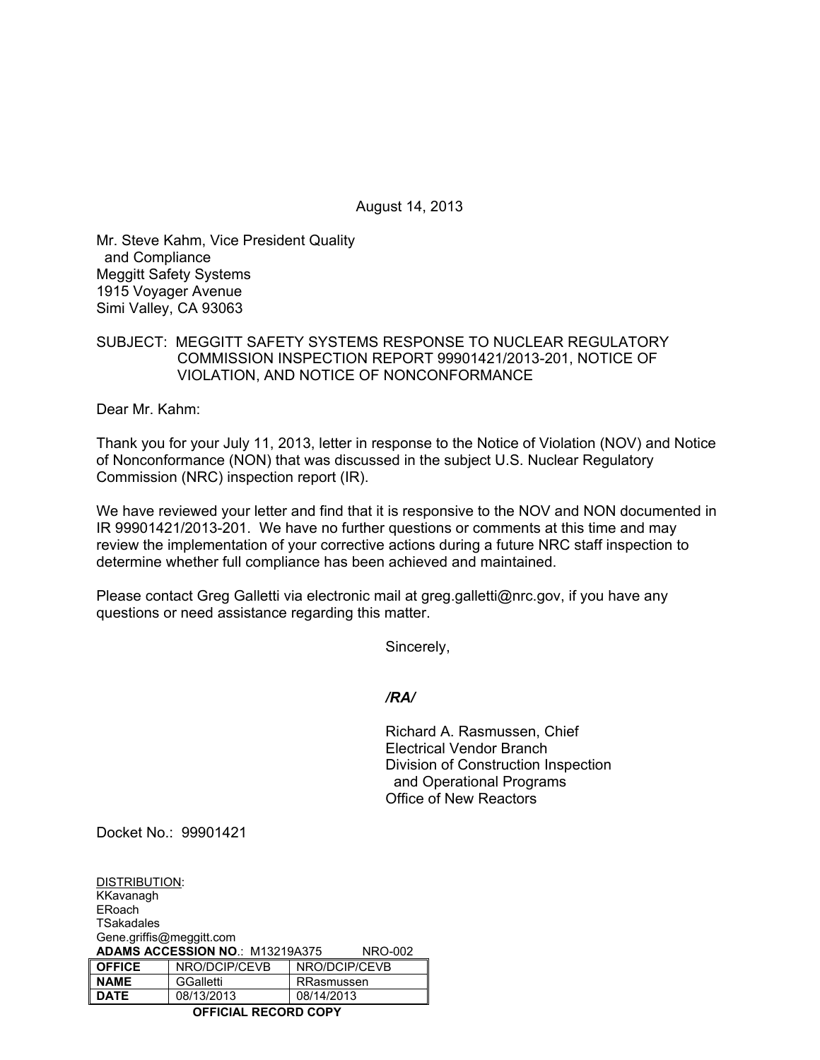August 14, 2013

Mr. Steve Kahm, Vice President Quality
and Compliance
Meggitt Safety Systems
1915 Voyager Avenue
Simi Valley, CA 93063

SUBJECT: MEGGITT SAFETY SYSTEMS RESPONSE TO NUCLEAR REGULATORY COMMISSION INSPECTION REPORT 99901421/2013-201, NOTICE OF VIOLATION, AND NOTICE OF NONCONFORMANCE

Dear Mr. Kahm:

Thank you for your July 11, 2013, letter in response to the Notice of Violation (NOV) and Notice of Nonconformance (NON) that was discussed in the subject U.S. Nuclear Regulatory Commission (NRC) inspection report (IR).

We have reviewed your letter and find that it is responsive to the NOV and NON documented in IR 99901421/2013-201. We have no further questions or comments at this time and may review the implementation of your corrective actions during a future NRC staff inspection to determine whether full compliance has been achieved and maintained.

Please contact Greg Galletti via electronic mail at greg.galletti@nrc.gov, if you have any questions or need assistance regarding this matter.

Sincerely,

*/RA/*

Richard A. Rasmussen, Chief
Electrical Vendor Branch
Division of Construction Inspection
and Operational Programs
Office of New Reactors

Docket No.: 99901421

DISTRIBUTION:
KKavanagh
ERoach
TSakadales
Gene.griffis@meggitt.com

**ADAMS ACCESSION NO.**: M13219A375 NRO-002

| **OFFICE** | NRO/DCIP/CEVB | NRO/DCIP/CEVB |
|---|---|---|
| **NAME** | GGalletti | RRasmussen |
| **DATE** | 08/13/2013 | 08/14/2013 |

**OFFICIAL RECORD COPY**